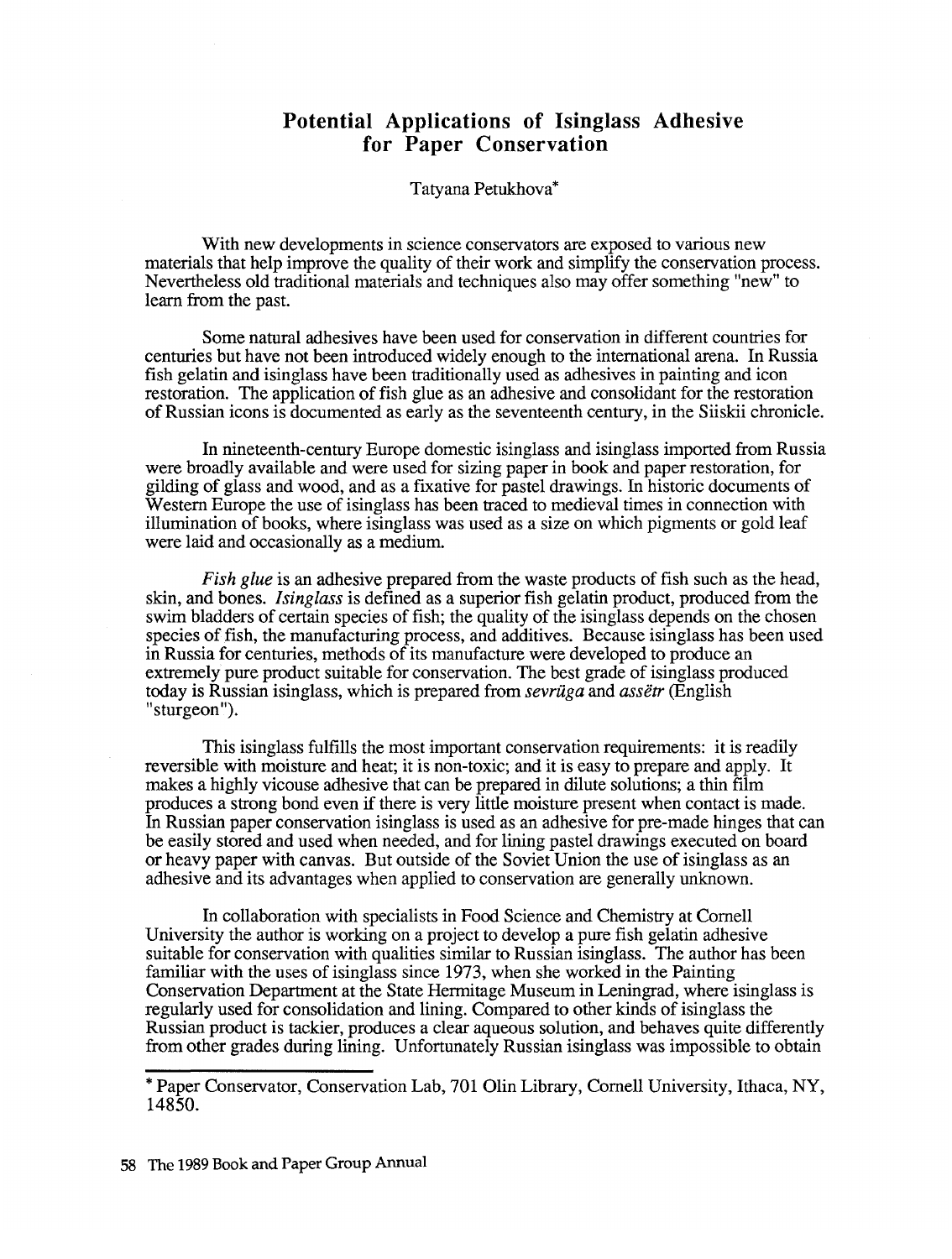# Potential Applications of Isinglass Adhesive for Paper Conservation

Tatyana Petukhova*

With new developments in science conservators are exposed to various new materials that help improve the quality of their work and simplify the conservation process. Nevertheless old traditional materials and techniques also may offer something "new" to learn from the past.

Some natural adhesives have been used for conservation in different countries for centuries but have not been introduced widely enough to the international arena. In Russia fish gelatin and isinglass have been traditionally used as adhesives in painting and icon restoration. The application of fish glue as an adhesive and consolidant for the restoration of Russian icons is documented as early as the seventeenth century, in the Siiskii chronicle.

In nineteenth-century Europe domestic isinglass and isinglass imported from Russia were broadly available and were used for sizing paper in book and paper restoration, for gilding of glass and wood, and as a fixative for pastel drawings. In historic documents of Western Europe the use of isinglass has been traced to medieval times in connection with illumination of books, where isinglass was used as a size on which pigments or gold leaf were laid and occasionally as a medium.

*Fish glue* is an adhesive prepared from the waste products of fish such as the head, skin, and bones. *Isinglass* is defined as a superior fish gelatin product, produced from the swim bladders of certain species of fish; the quality of the isinglass depends on the chosen species of fish, the manufacturing process, and additives. Because isinglass has been used in Russia for centuries, methods of its manufacture were developed to produce an extremely pure product suitable for conservation. The best grade of isinglass produced today is Russian isinglass, which is prepared from *sevrüga* and *assëtr* (English "sturgeon").

This isinglass fulfills the most important conservation requirements: it is readily reversible with moisture and heat; it is non-toxic; and it is easy to prepare and apply. It makes a highly vicouse adhesive that can be prepared in dilute solutions; a thin film produces a strong bond even if there is very little moisture present when contact is made. In Russian paper conservation isinglass is used as an adhesive for pre-made hinges that can be easily stored and used when needed, and for lining pastel drawings executed on board or heavy paper with canvas. But outside of the Soviet Union the use of isinglass as an adhesive and its advantages when applied to conservation are generally unknown.

In collaboration with specialists in Food Science and Chemistry at Cornell University the author is working on a project to develop a pure fish gelatin adhesive suitable for conservation with qualities similar to Russian isinglass. The author has been familiar with the uses of isinglass since 1973, when she worked in the Painting Conservation Department at the State Hermitage Museum in Leningrad, where isinglass is regularly used for consolidation and lining. Compared to other kinds of isinglass the Russian product is tackier, produces a clear aqueous solution, and behaves quite differently from other grades during lining. Unfortunately Russian isinglass was impossible to obtain

---

* Paper Conservator, Conservation Lab, 701 Olin Library, Cornell University, Ithaca, NY, 14850.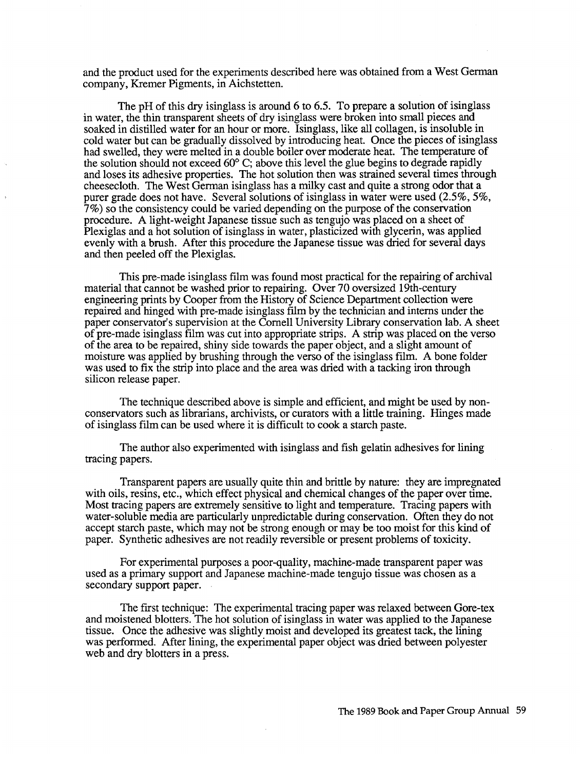and the product used for the experiments described here was obtained from a West German company, Kremer Pigments, in Aichstetten.

The pH of this dry isinglass is around 6 to 6.5. To prepare a solution of isinglass in water, the thin transparent sheets of dry isinglass were broken into small pieces and soaked in distilled water for an hour or more. Isinglass, like all collagen, is insoluble in cold water but can be gradually dissolved by introducing heat. Once the pieces of isinglass had swelled, they were melted in a double boiler over moderate heat. The temperature of the solution should not exceed 60° C; above this level the glue begins to degrade rapidly and loses its adhesive properties. The hot solution then was strained several times through cheesecloth. The West German isinglass has a milky cast and quite a strong odor that a purer grade does not have. Several solutions of isinglass in water were used (2.5%, 5%, 7%) so the consistency could be varied depending on the purpose of the conservation procedure. A light-weight Japanese tissue such as tengujo was placed on a sheet of Plexiglas and a hot solution of isinglass in water, plasticized with glycerin, was applied evenly with a brush. After this procedure the Japanese tissue was dried for several days and then peeled off the Plexiglas.

This pre-made isinglass film was found most practical for the repairing of archival material that cannot be washed prior to repairing. Over 70 oversized 19th-century engineering prints by Cooper from the History of Science Department collection were repaired and hinged with pre-made isinglass film by the technician and interns under the paper conservator's supervision at the Cornell University Library conservation lab. A sheet of pre-made isinglass film was cut into appropriate strips. A strip was placed on the verso of the area to be repaired, shiny side towards the paper object, and a slight amount of moisture was applied by brushing through the verso of the isinglass film. A bone folder was used to fix the strip into place and the area was dried with a tacking iron through silicon release paper.

The technique described above is simple and efficient, and might be used by non-conservators such as librarians, archivists, or curators with a little training. Hinges made of isinglass film can be used where it is difficult to cook a starch paste.

The author also experimented with isinglass and fish gelatin adhesives for lining tracing papers.

Transparent papers are usually quite thin and brittle by nature: they are impregnated with oils, resins, etc., which effect physical and chemical changes of the paper over time. Most tracing papers are extremely sensitive to light and temperature. Tracing papers with water-soluble media are particularly unpredictable during conservation. Often they do not accept starch paste, which may not be strong enough or may be too moist for this kind of paper. Synthetic adhesives are not readily reversible or present problems of toxicity.

For experimental purposes a poor-quality, machine-made transparent paper was used as a primary support and Japanese machine-made tengujo tissue was chosen as a secondary support paper.

The first technique: The experimental tracing paper was relaxed between Gore-tex and moistened blotters. The hot solution of isinglass in water was applied to the Japanese tissue. Once the adhesive was slightly moist and developed its greatest tack, the lining was performed. After lining, the experimental paper object was dried between polyester web and dry blotters in a press.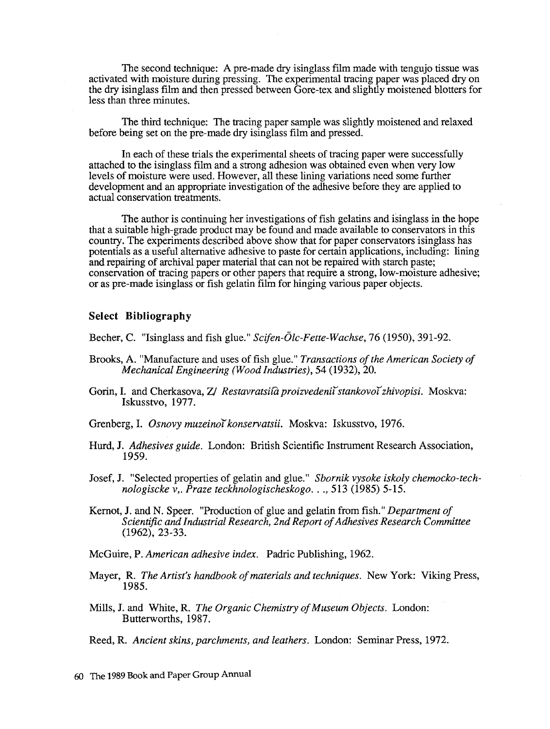The second technique: A pre-made dry isinglass film made with tengujo tissue was activated with moisture during pressing. The experimental tracing paper was placed dry on the dry isinglass film and then pressed between Gore-tex and slightly moistened blotters for less than three minutes.

The third technique: The tracing paper sample was slightly moistened and relaxed before being set on the pre-made dry isinglass film and pressed.

In each of these trials the experimental sheets of tracing paper were successfully attached to the isinglass film and a strong adhesion was obtained even when very low levels of moisture were used. However, all these lining variations need some further development and an appropriate investigation of the adhesive before they are applied to actual conservation treatments.

The author is continuing her investigations of fish gelatins and isinglass in the hope that a suitable high-grade product may be found and made available to conservators in this country. The experiments described above show that for paper conservators isinglass has potentials as a useful alternative adhesive to paste for certain applications, including: lining and repairing of archival paper material that can not be repaired with starch paste; conservation of tracing papers or other papers that require a strong, low-moisture adhesive; or as pre-made isinglass or fish gelatin film for hinging various paper objects.

## Select Bibliography

Becher, C. "Isinglass and fish glue." *Scifen-Ölc-Fette-Wachse*, 76 (1950), 391-92.

Brooks, A. "Manufacture and uses of fish glue." *Transactions of the American Society of Mechanical Engineering (Wood Industries)*, 54 (1932), 20.

Gorin, I. and Cherkasova, Z/ *Restavratsii͡a proizvedeniĭ stankovoĭ zhivopisi*. Moskva: Iskusstvo, 1977.

Grenberg, I. *Osnovy muzeinoĭ konservatsii*. Moskva: Iskusstvo, 1976.

Hurd, J. *Adhesives guide*. London: British Scientific Instrument Research Association, 1959.

Josef, J. "Selected properties of gelatin and glue." *Sbornik vysoke iskoly chemocko-technologiscke v,. Praze teckhnologischeskogo. . .*, 513 (1985) 5-15.

Kernot, J. and N. Speer. "Production of glue and gelatin from fish." *Department of Scientific and Industrial Research, 2nd Report of Adhesives Research Committee* (1962), 23-33.

McGuire, P. *American adhesive index*. Padric Publishing, 1962.

Mayer, R. *The Artist's handbook of materials and techniques*. New York: Viking Press, 1985.

Mills, J. and White, R. *The Organic Chemistry of Museum Objects*. London: Butterworths, 1987.

Reed, R. *Ancient skins, parchments, and leathers*. London: Seminar Press, 1972.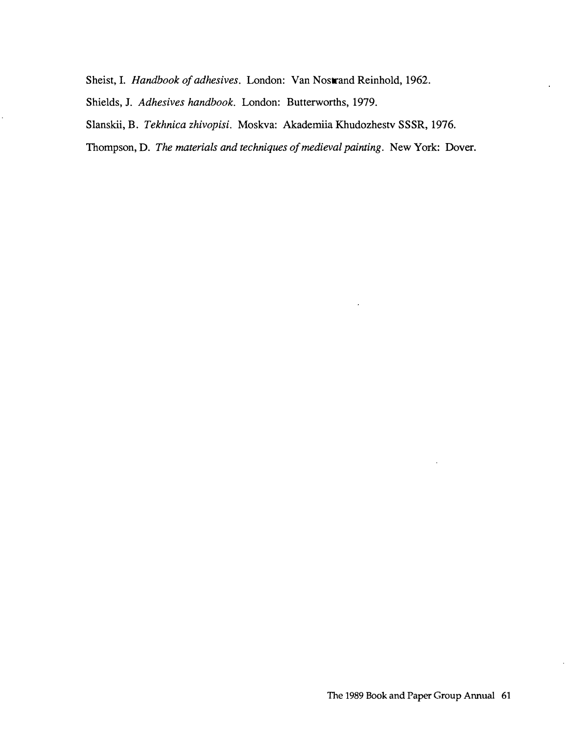Sheist, I. *Handbook of adhesives*. London: Van Nostrand Reinhold, 1962.

Shields, J. *Adhesives handbook*. London: Butterworths, 1979.

Slanskii, B. *Tekhnica zhivopisi*. Moskva: Akademiia Khudozhestv SSSR, 1976.

Thompson, D. *The materials and techniques of medieval painting*. New York: Dover.